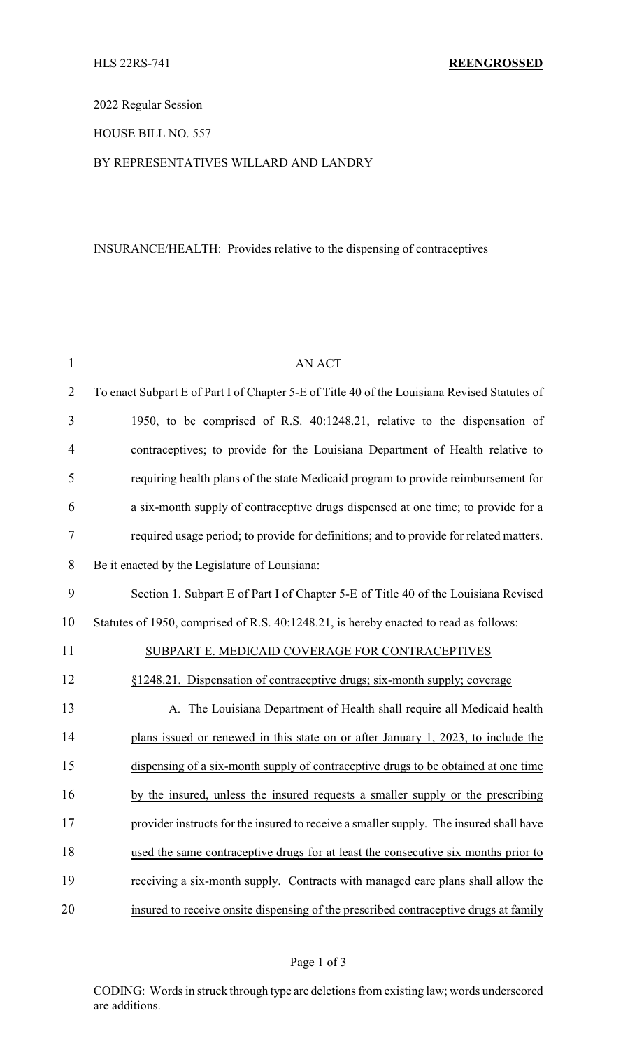HLS 22RS-741 **REENGROSSED**

2022 Regular Session

HOUSE BILL NO. 557

BY REPRESENTATIVES WILLARD AND LANDRY

INSURANCE/HEALTH: Provides relative to the dispensing of contraceptives

AN ACT

To enact Subpart E of Part I of Chapter 5-E of Title 40 of the Louisiana Revised Statutes of 1950, to be comprised of R.S. 40:1248.21, relative to the dispensation of contraceptives; to provide for the Louisiana Department of Health relative to requiring health plans of the state Medicaid program to provide reimbursement for a six-month supply of contraceptive drugs dispensed at one time; to provide for a required usage period; to provide for definitions; and to provide for related matters.

Be it enacted by the Legislature of Louisiana:

Section 1. Subpart E of Part I of Chapter 5-E of Title 40 of the Louisiana Revised Statutes of 1950, comprised of R.S. 40:1248.21, is hereby enacted to read as follows:

SUBPART E. MEDICAID COVERAGE FOR CONTRACEPTIVES

§1248.21. Dispensation of contraceptive drugs; six-month supply; coverage

A. The Louisiana Department of Health shall require all Medicaid health plans issued or renewed in this state on or after January 1, 2023, to include the dispensing of a six-month supply of contraceptive drugs to be obtained at one time by the insured, unless the insured requests a smaller supply or the prescribing provider instructs for the insured to receive a smaller supply. The insured shall have used the same contraceptive drugs for at least the consecutive six months prior to receiving a six-month supply. Contracts with managed care plans shall allow the insured to receive onsite dispensing of the prescribed contraceptive drugs at family

CODING: Words in ~~struck through~~ type are deletions from existing law; words underscored are additions.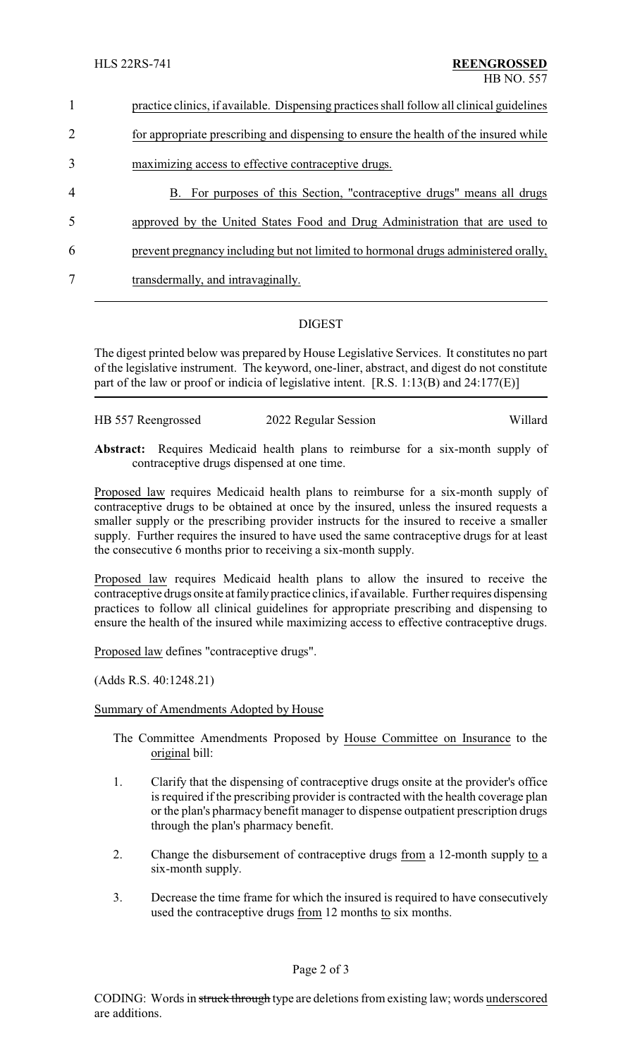1 practice clinics, if available. Dispensing practices shall follow all clinical guidelines
2 for appropriate prescribing and dispensing to ensure the health of the insured while
3 maximizing access to effective contraceptive drugs.
4 B. For purposes of this Section, "contraceptive drugs" means all drugs
5 approved by the United States Food and Drug Administration that are used to
6 prevent pregnancy including but not limited to hormonal drugs administered orally,
7 transdermally, and intravaginally.

## DIGEST

The digest printed below was prepared by House Legislative Services. It constitutes no part of the legislative instrument. The keyword, one-liner, abstract, and digest do not constitute part of the law or proof or indicia of legislative intent. [R.S. 1:13(B) and 24:177(E)]

HB 557 Reengrossed | 2022 Regular Session | Willard

**Abstract:** Requires Medicaid health plans to reimburse for a six-month supply of contraceptive drugs dispensed at one time.

Proposed law requires Medicaid health plans to reimburse for a six-month supply of contraceptive drugs to be obtained at once by the insured, unless the insured requests a smaller supply or the prescribing provider instructs for the insured to receive a smaller supply. Further requires the insured to have used the same contraceptive drugs for at least the consecutive 6 months prior to receiving a six-month supply.

Proposed law requires Medicaid health plans to allow the insured to receive the contraceptive drugs onsite at family practice clinics, if available. Further requires dispensing practices to follow all clinical guidelines for appropriate prescribing and dispensing to ensure the health of the insured while maximizing access to effective contraceptive drugs.

Proposed law defines "contraceptive drugs".

(Adds R.S. 40:1248.21)

Summary of Amendments Adopted by House

The Committee Amendments Proposed by House Committee on Insurance to the original bill:

1. Clarify that the dispensing of contraceptive drugs onsite at the provider's office is required if the prescribing provider is contracted with the health coverage plan or the plan's pharmacy benefit manager to dispense outpatient prescription drugs through the plan's pharmacy benefit.

2. Change the disbursement of contraceptive drugs from a 12-month supply to a six-month supply.

3. Decrease the time frame for which the insured is required to have consecutively used the contraceptive drugs from 12 months to six months.

CODING: Words in struck through type are deletions from existing law; words underscored are additions.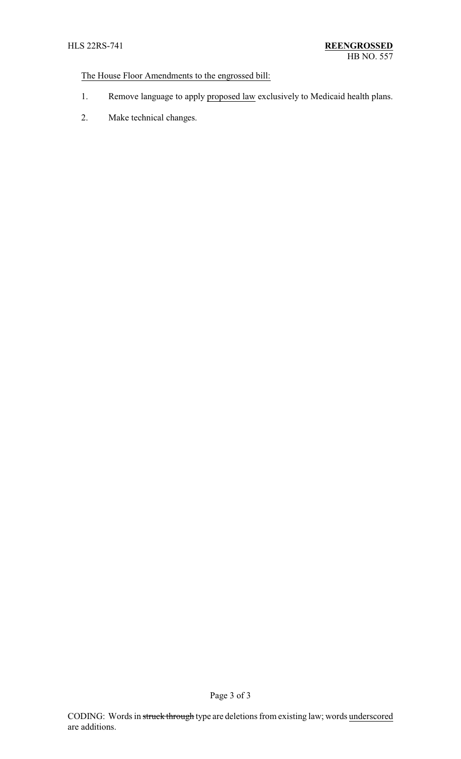<u>The House Floor Amendments to the engrossed bill:</u>

1. Remove language to apply <u>proposed law</u> exclusively to Medicaid health plans.

2. Make technical changes.